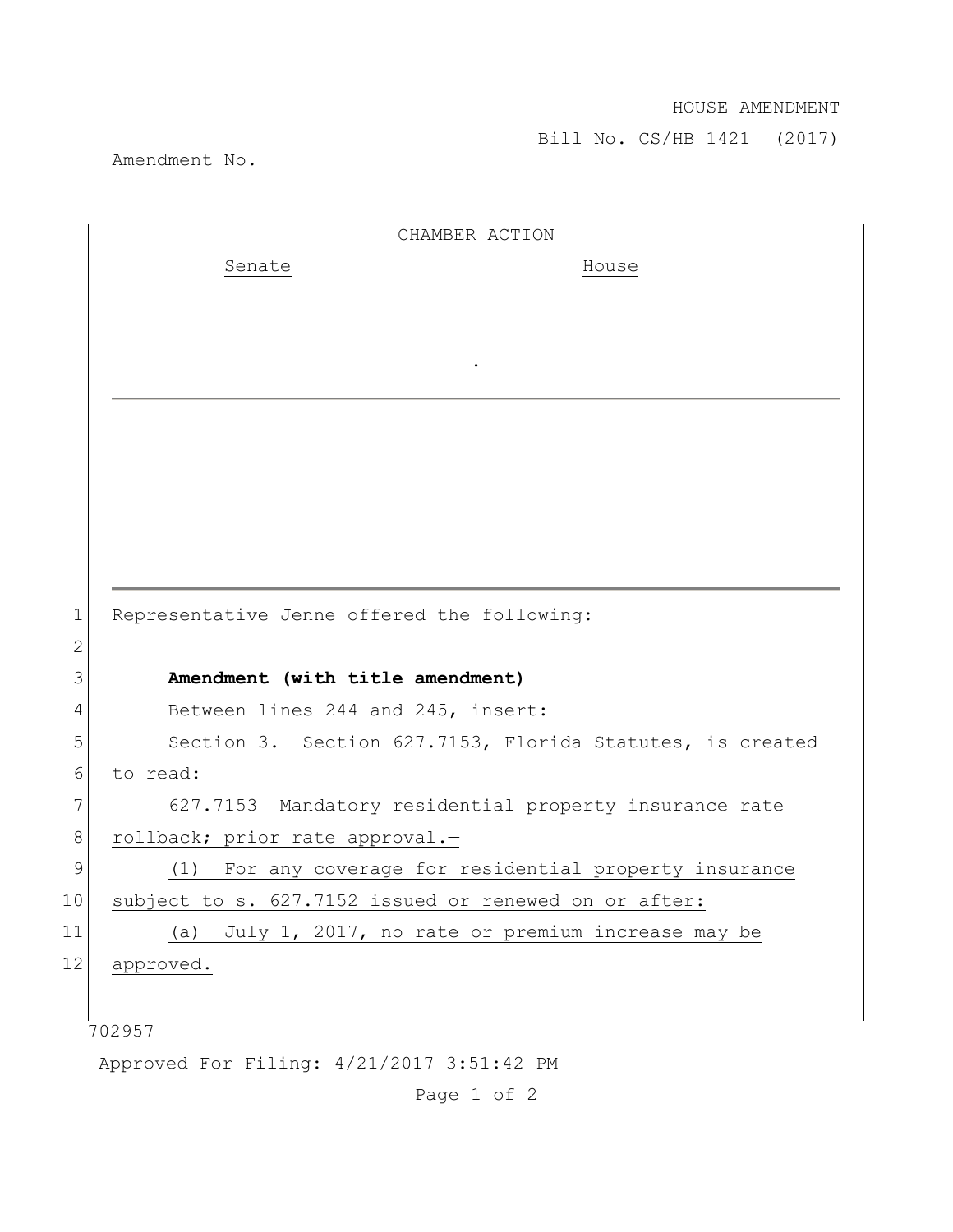HOUSE AMENDMENT

Bill No. CS/HB 1421 (2017)

Amendment No.

CHAMBER ACTION

Senate House

.

Representative Jenne offered the following:

**Amendment (with title amendment)**

Between lines 244 and 245, insert:

Section 3. Section 627.7153, Florida Statutes, is created to read:

627.7153 Mandatory residential property insurance rate rollback; prior rate approval.—

(1) For any coverage for residential property insurance subject to s. 627.7152 issued or renewed on or after:

(a) July 1, 2017, no rate or premium increase may be approved.

702957

Approved For Filing: 4/21/2017 3:51:42 PM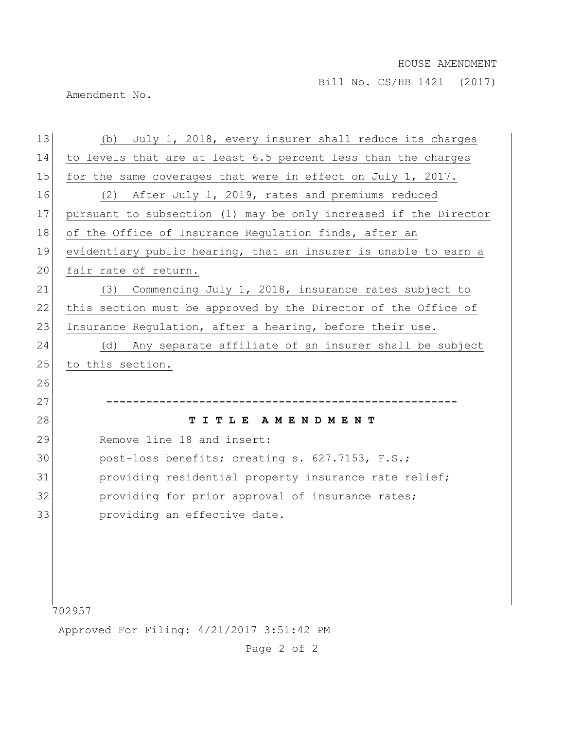(b) July 1, 2018, every insurer shall reduce its charges to levels that are at least 6.5 percent less than the charges for the same coverages that were in effect on July 1, 2017.

(2) After July 1, 2019, rates and premiums reduced pursuant to subsection (1) may be only increased if the Director of the Office of Insurance Regulation finds, after an evidentiary public hearing, that an insurer is unable to earn a fair rate of return.

(3) Commencing July 1, 2018, insurance rates subject to this section must be approved by the Director of the Office of Insurance Regulation, after a hearing, before their use.

(d) Any separate affiliate of an insurer shall be subject to this section.

-----------------------------------------------------

**T I T L E  A M E N D M E N T**

Remove line 18 and insert:

post-loss benefits; creating s. 627.7153, F.S.; providing residential property insurance rate relief; providing for prior approval of insurance rates; providing an effective date.

702957

Approved For Filing: 4/21/2017 3:51:42 PM